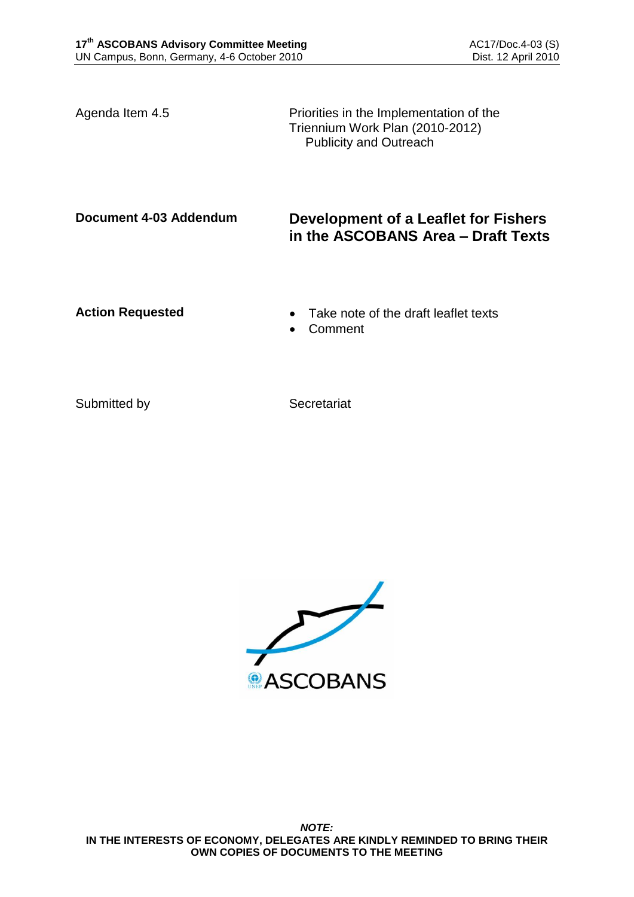Agenda Item 4.5 — Priorities in the Implementation of the Triennium Work Plan (2010-2012)
Publicity and Outreach

**Document 4-03 Addendum**

# Development of a Leaflet for Fishers in the ASCOBANS Area – Draft Texts

**Action Requested**

- Take note of the draft leaflet texts
- Comment

Submitted by — Secretariat

***NOTE:***
**IN THE INTERESTS OF ECONOMY, DELEGATES ARE KINDLY REMINDED TO BRING THEIR OWN COPIES OF DOCUMENTS TO THE MEETING**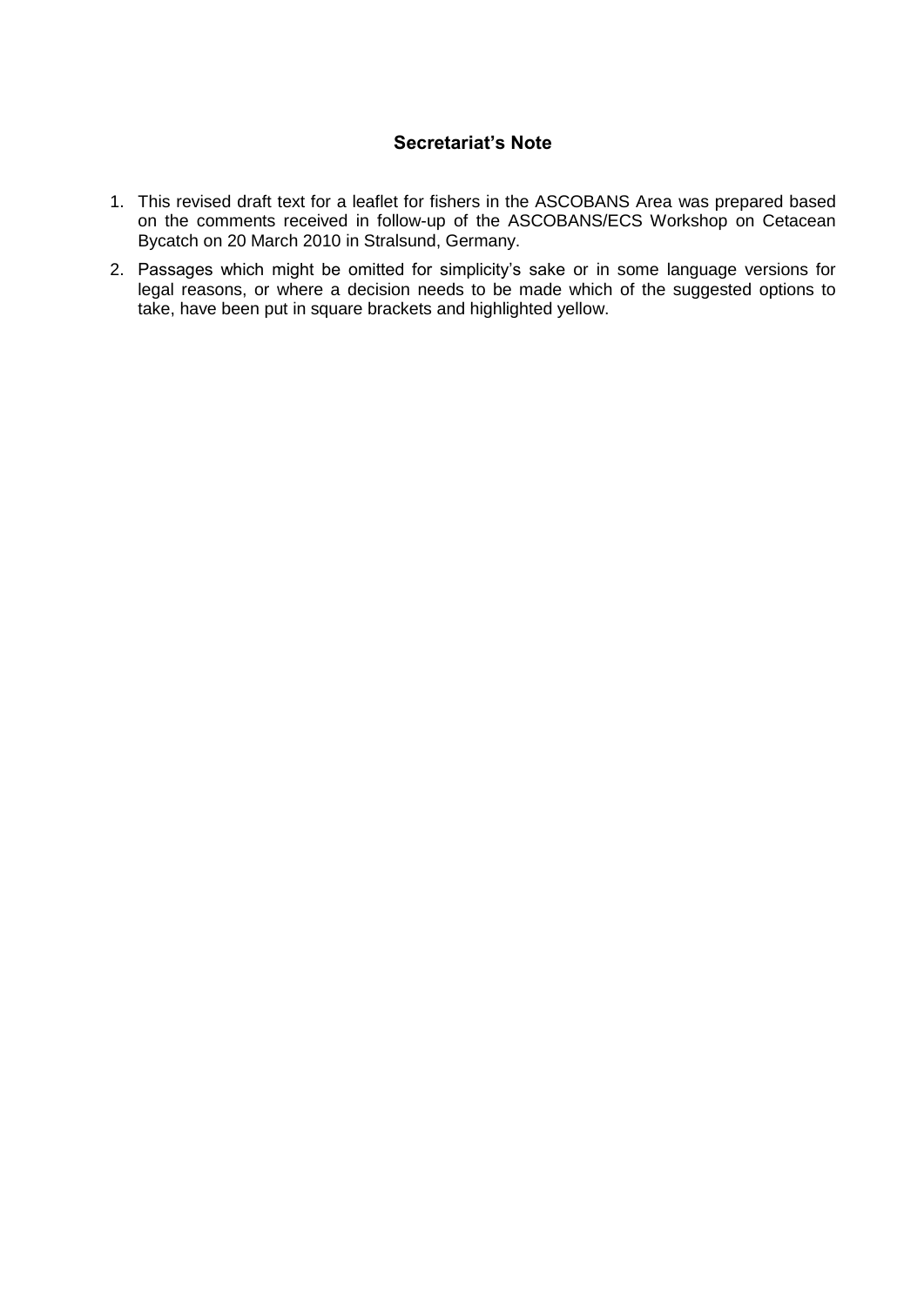## Secretariat's Note

1. This revised draft text for a leaflet for fishers in the ASCOBANS Area was prepared based on the comments received in follow-up of the ASCOBANS/ECS Workshop on Cetacean Bycatch on 20 March 2010 in Stralsund, Germany.
2. Passages which might be omitted for simplicity's sake or in some language versions for legal reasons, or where a decision needs to be made which of the suggested options to take, have been put in square brackets and highlighted yellow.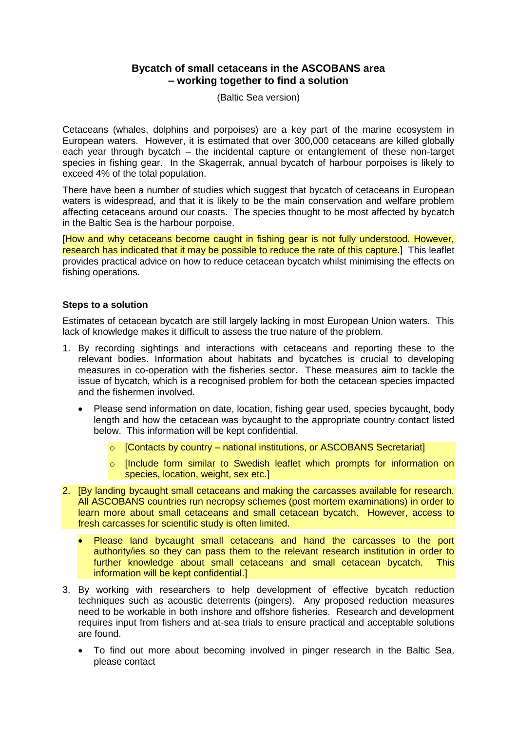**Bycatch of small cetaceans in the ASCOBANS area – working together to find a solution**

(Baltic Sea version)

Cetaceans (whales, dolphins and porpoises) are a key part of the marine ecosystem in European waters. However, it is estimated that over 300,000 cetaceans are killed globally each year through bycatch – the incidental capture or entanglement of these non-target species in fishing gear. In the Skagerrak, annual bycatch of harbour porpoises is likely to exceed 4% of the total population.

There have been a number of studies which suggest that bycatch of cetaceans in European waters is widespread, and that it is likely to be the main conservation and welfare problem affecting cetaceans around our coasts. The species thought to be most affected by bycatch in the Baltic Sea is the harbour porpoise.

[How and why cetaceans become caught in fishing gear is not fully understood. However, research has indicated that it may be possible to reduce the rate of this capture.] This leaflet provides practical advice on how to reduce cetacean bycatch whilst minimising the effects on fishing operations.

### Steps to a solution

Estimates of cetacean bycatch are still largely lacking in most European Union waters. This lack of knowledge makes it difficult to assess the true nature of the problem.

1. By recording sightings and interactions with cetaceans and reporting these to the relevant bodies. Information about habitats and bycatches is crucial to developing measures in co-operation with the fisheries sector. These measures aim to tackle the issue of bycatch, which is a recognised problem for both the cetacean species impacted and the fishermen involved.
   - Please send information on date, location, fishing gear used, species bycaught, body length and how the cetacean was bycaught to the appropriate country contact listed below. This information will be kept confidential.
     - [Contacts by country – national institutions, or ASCOBANS Secretariat]
     - [Include form similar to Swedish leaflet which prompts for information on species, location, weight, sex etc.]
2. [By landing bycaught small cetaceans and making the carcasses available for research. All ASCOBANS countries run necropsy schemes (post mortem examinations) in order to learn more about small cetaceans and small cetacean bycatch. However, access to fresh carcasses for scientific study is often limited.
   - Please land bycaught small cetaceans and hand the carcasses to the port authority/ies so they can pass them to the relevant research institution in order to further knowledge about small cetaceans and small cetacean bycatch. This information will be kept confidential.]
3. By working with researchers to help development of effective bycatch reduction techniques such as acoustic deterrents (pingers). Any proposed reduction measures need to be workable in both inshore and offshore fisheries. Research and development requires input from fishers and at-sea trials to ensure practical and acceptable solutions are found.
   - To find out more about becoming involved in pinger research in the Baltic Sea, please contact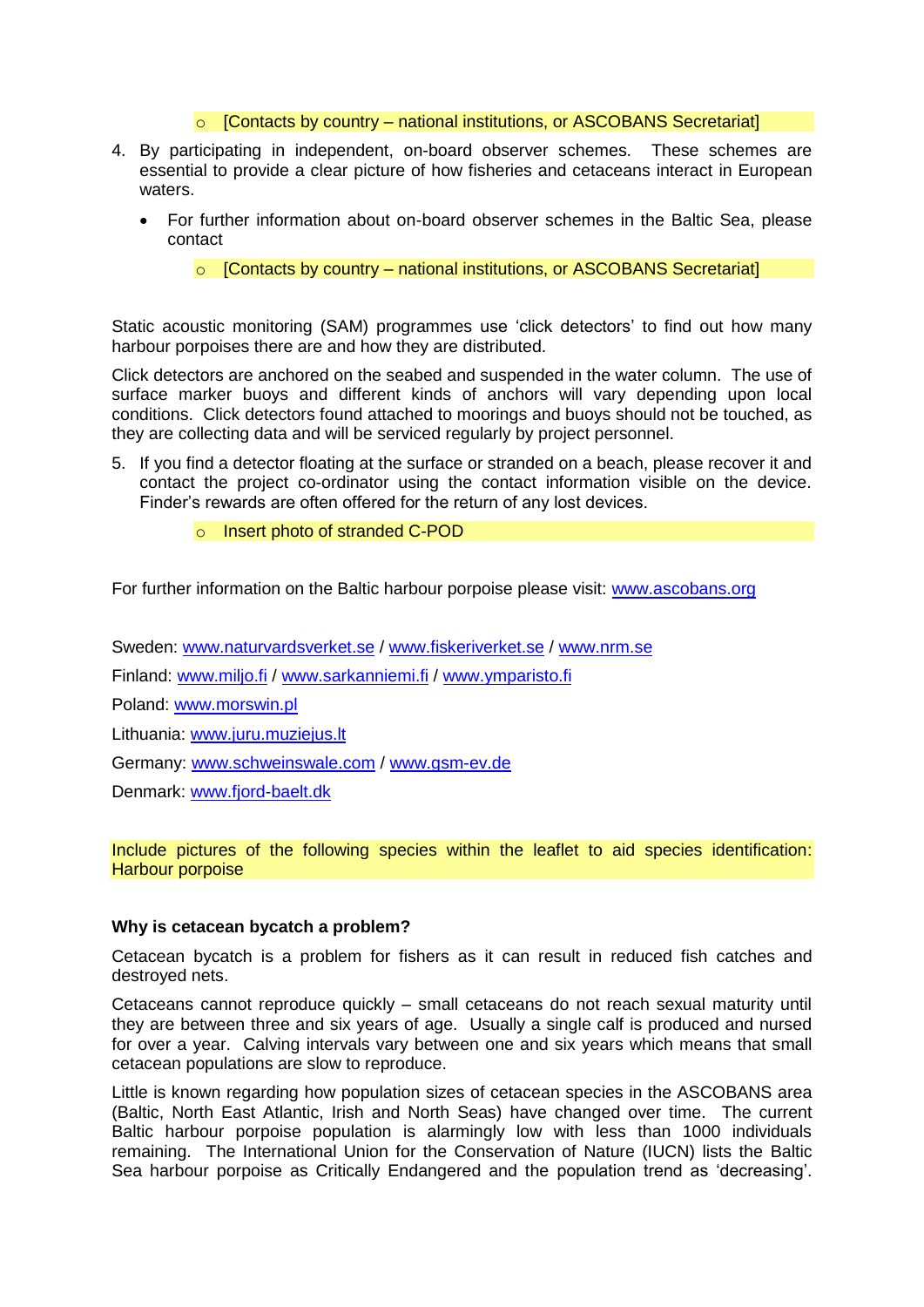- [Contacts by country – national institutions, or ASCOBANS Secretariat]

4. By participating in independent, on-board observer schemes. These schemes are essential to provide a clear picture of how fisheries and cetaceans interact in European waters.

   - For further information about on-board observer schemes in the Baltic Sea, please contact
     - [Contacts by country – national institutions, or ASCOBANS Secretariat]

Static acoustic monitoring (SAM) programmes use 'click detectors' to find out how many harbour porpoises there are and how they are distributed.

Click detectors are anchored on the seabed and suspended in the water column. The use of surface marker buoys and different kinds of anchors will vary depending upon local conditions. Click detectors found attached to moorings and buoys should not be touched, as they are collecting data and will be serviced regularly by project personnel.

5. If you find a detector floating at the surface or stranded on a beach, please recover it and contact the project co-ordinator using the contact information visible on the device. Finder's rewards are often offered for the return of any lost devices.
   - Insert photo of stranded C-POD

For further information on the Baltic harbour porpoise please visit: www.ascobans.org

Sweden: www.naturvardsverket.se / www.fiskeriverket.se / www.nrm.se

Finland: www.miljo.fi / www.sarkanniemi.fi / www.ymparisto.fi

Poland: www.morswin.pl

Lithuania: www.juru.muziejus.lt

Germany: www.schweinswale.com / www.gsm-ev.de

Denmark: www.fjord-baelt.dk

Include pictures of the following species within the leaflet to aid species identification: Harbour porpoise

**Why is cetacean bycatch a problem?**

Cetacean bycatch is a problem for fishers as it can result in reduced fish catches and destroyed nets.

Cetaceans cannot reproduce quickly – small cetaceans do not reach sexual maturity until they are between three and six years of age. Usually a single calf is produced and nursed for over a year. Calving intervals vary between one and six years which means that small cetacean populations are slow to reproduce.

Little is known regarding how population sizes of cetacean species in the ASCOBANS area (Baltic, North East Atlantic, Irish and North Seas) have changed over time. The current Baltic harbour porpoise population is alarmingly low with less than 1000 individuals remaining. The International Union for the Conservation of Nature (IUCN) lists the Baltic Sea harbour porpoise as Critically Endangered and the population trend as 'decreasing'.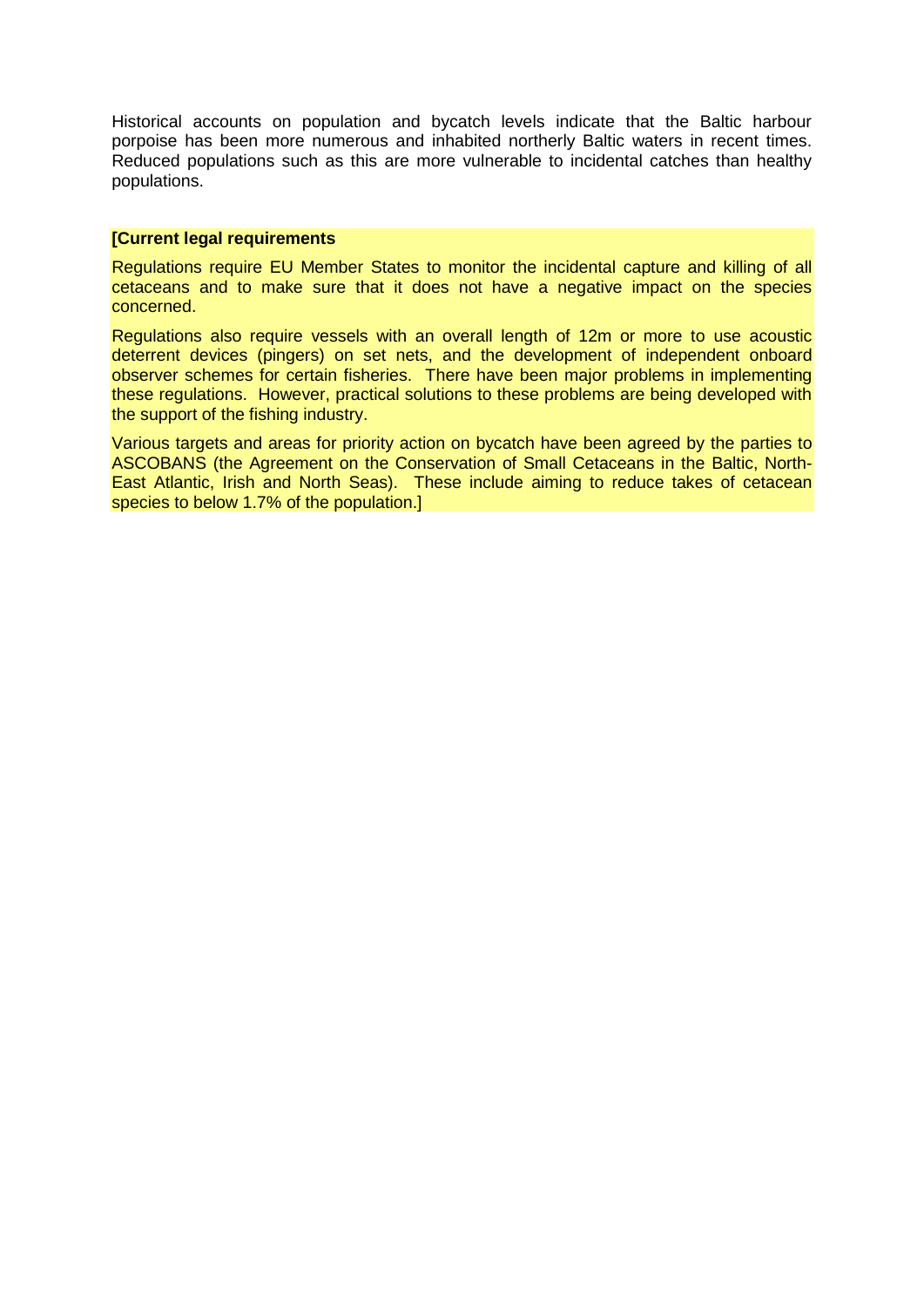Historical accounts on population and bycatch levels indicate that the Baltic harbour porpoise has been more numerous and inhabited northerly Baltic waters in recent times. Reduced populations such as this are more vulnerable to incidental catches than healthy populations.

**[Current legal requirements**

Regulations require EU Member States to monitor the incidental capture and killing of all cetaceans and to make sure that it does not have a negative impact on the species concerned.

Regulations also require vessels with an overall length of 12m or more to use acoustic deterrent devices (pingers) on set nets, and the development of independent onboard observer schemes for certain fisheries. There have been major problems in implementing these regulations. However, practical solutions to these problems are being developed with the support of the fishing industry.

Various targets and areas for priority action on bycatch have been agreed by the parties to ASCOBANS (the Agreement on the Conservation of Small Cetaceans in the Baltic, North-East Atlantic, Irish and North Seas). These include aiming to reduce takes of cetacean species to below 1.7% of the population.]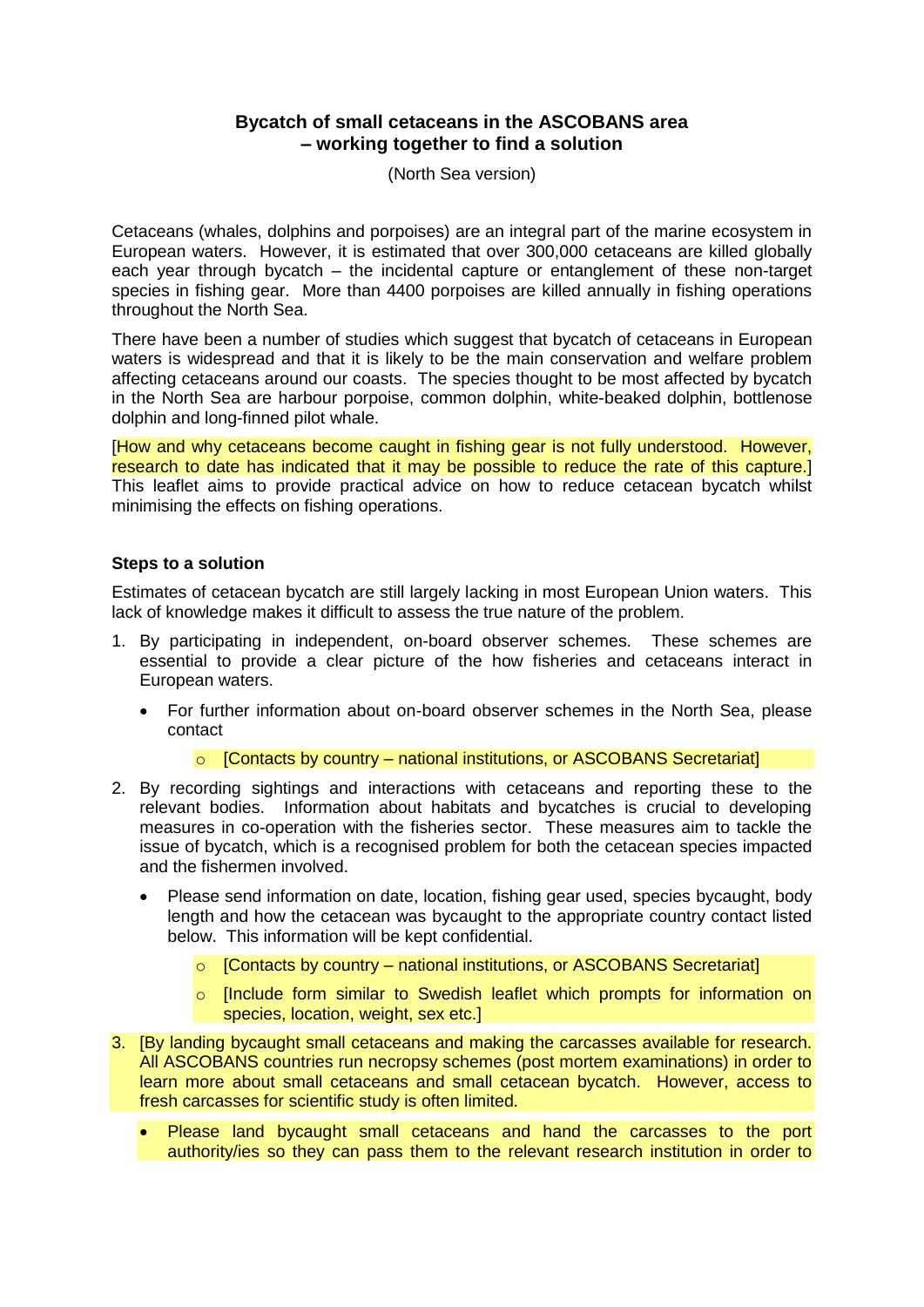**Bycatch of small cetaceans in the ASCOBANS area – working together to find a solution**

(North Sea version)

Cetaceans (whales, dolphins and porpoises) are an integral part of the marine ecosystem in European waters. However, it is estimated that over 300,000 cetaceans are killed globally each year through bycatch – the incidental capture or entanglement of these non-target species in fishing gear. More than 4400 porpoises are killed annually in fishing operations throughout the North Sea.

There have been a number of studies which suggest that bycatch of cetaceans in European waters is widespread and that it is likely to be the main conservation and welfare problem affecting cetaceans around our coasts. The species thought to be most affected by bycatch in the North Sea are harbour porpoise, common dolphin, white-beaked dolphin, bottlenose dolphin and long-finned pilot whale.

[How and why cetaceans become caught in fishing gear is not fully understood. However, research to date has indicated that it may be possible to reduce the rate of this capture.] This leaflet aims to provide practical advice on how to reduce cetacean bycatch whilst minimising the effects on fishing operations.

**Steps to a solution**

Estimates of cetacean bycatch are still largely lacking in most European Union waters. This lack of knowledge makes it difficult to assess the true nature of the problem.

1. By participating in independent, on-board observer schemes. These schemes are essential to provide a clear picture of the how fisheries and cetaceans interact in European waters.
   - For further information about on-board observer schemes in the North Sea, please contact
     - [Contacts by country – national institutions, or ASCOBANS Secretariat]
2. By recording sightings and interactions with cetaceans and reporting these to the relevant bodies. Information about habitats and bycatches is crucial to developing measures in co-operation with the fisheries sector. These measures aim to tackle the issue of bycatch, which is a recognised problem for both the cetacean species impacted and the fishermen involved.
   - Please send information on date, location, fishing gear used, species bycaught, body length and how the cetacean was bycaught to the appropriate country contact listed below. This information will be kept confidential.
     - [Contacts by country – national institutions, or ASCOBANS Secretariat]
     - [Include form similar to Swedish leaflet which prompts for information on species, location, weight, sex etc.]
3. [By landing bycaught small cetaceans and making the carcasses available for research. All ASCOBANS countries run necropsy schemes (post mortem examinations) in order to learn more about small cetaceans and small cetacean bycatch. However, access to fresh carcasses for scientific study is often limited.
   - Please land bycaught small cetaceans and hand the carcasses to the port authority/ies so they can pass them to the relevant research institution in order to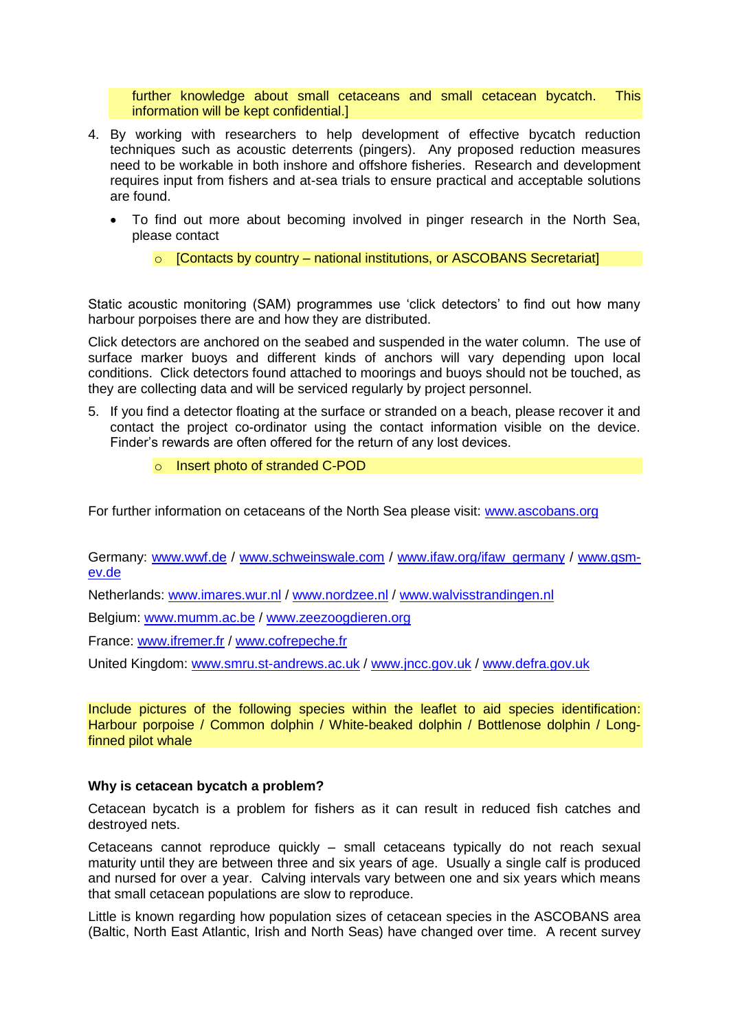further knowledge about small cetaceans and small cetacean bycatch. This information will be kept confidential.]

4. By working with researchers to help development of effective bycatch reduction techniques such as acoustic deterrents (pingers). Any proposed reduction measures need to be workable in both inshore and offshore fisheries. Research and development requires input from fishers and at-sea trials to ensure practical and acceptable solutions are found.

    - To find out more about becoming involved in pinger research in the North Sea, please contact

        - [Contacts by country – national institutions, or ASCOBANS Secretariat]

Static acoustic monitoring (SAM) programmes use 'click detectors' to find out how many harbour porpoises there are and how they are distributed.

Click detectors are anchored on the seabed and suspended in the water column. The use of surface marker buoys and different kinds of anchors will vary depending upon local conditions. Click detectors found attached to moorings and buoys should not be touched, as they are collecting data and will be serviced regularly by project personnel.

5. If you find a detector floating at the surface or stranded on a beach, please recover it and contact the project co-ordinator using the contact information visible on the device. Finder's rewards are often offered for the return of any lost devices.

    - Insert photo of stranded C-POD

For further information on cetaceans of the North Sea please visit: www.ascobans.org

Germany: www.wwf.de / www.schweinswale.com / www.ifaw.org/ifaw_germany / www.gsm-ev.de

Netherlands: www.imares.wur.nl / www.nordzee.nl / www.walvisstrandingen.nl

Belgium: www.mumm.ac.be / www.zeezoogdieren.org

France: www.ifremer.fr / www.cofrepeche.fr

United Kingdom: www.smru.st-andrews.ac.uk / www.jncc.gov.uk / www.defra.gov.uk

Include pictures of the following species within the leaflet to aid species identification: Harbour porpoise / Common dolphin / White-beaked dolphin / Bottlenose dolphin / Long-finned pilot whale

**Why is cetacean bycatch a problem?**

Cetacean bycatch is a problem for fishers as it can result in reduced fish catches and destroyed nets.

Cetaceans cannot reproduce quickly – small cetaceans typically do not reach sexual maturity until they are between three and six years of age. Usually a single calf is produced and nursed for over a year. Calving intervals vary between one and six years which means that small cetacean populations are slow to reproduce.

Little is known regarding how population sizes of cetacean species in the ASCOBANS area (Baltic, North East Atlantic, Irish and North Seas) have changed over time. A recent survey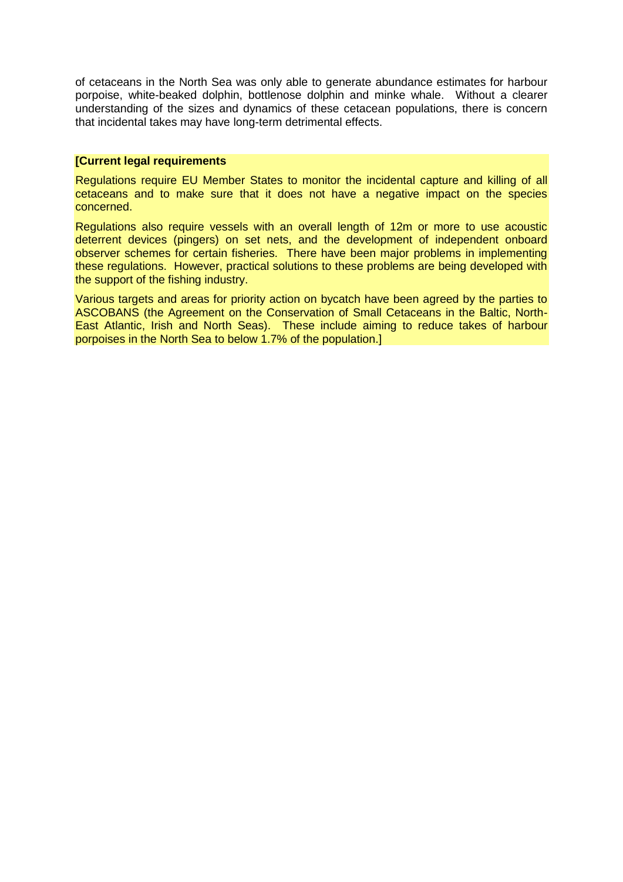of cetaceans in the North Sea was only able to generate abundance estimates for harbour porpoise, white-beaked dolphin, bottlenose dolphin and minke whale. Without a clearer understanding of the sizes and dynamics of these cetacean populations, there is concern that incidental takes may have long-term detrimental effects.

**[Current legal requirements**

Regulations require EU Member States to monitor the incidental capture and killing of all cetaceans and to make sure that it does not have a negative impact on the species concerned.

Regulations also require vessels with an overall length of 12m or more to use acoustic deterrent devices (pingers) on set nets, and the development of independent onboard observer schemes for certain fisheries. There have been major problems in implementing these regulations. However, practical solutions to these problems are being developed with the support of the fishing industry.

Various targets and areas for priority action on bycatch have been agreed by the parties to ASCOBANS (the Agreement on the Conservation of Small Cetaceans in the Baltic, North-East Atlantic, Irish and North Seas). These include aiming to reduce takes of harbour porpoises in the North Sea to below 1.7% of the population.]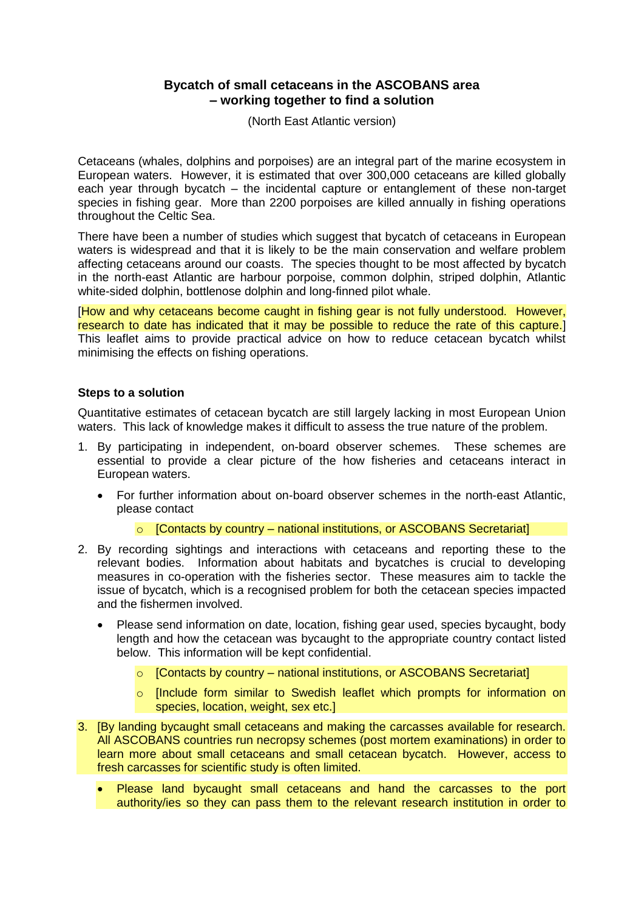**Bycatch of small cetaceans in the ASCOBANS area – working together to find a solution**

(North East Atlantic version)

Cetaceans (whales, dolphins and porpoises) are an integral part of the marine ecosystem in European waters. However, it is estimated that over 300,000 cetaceans are killed globally each year through bycatch – the incidental capture or entanglement of these non-target species in fishing gear. More than 2200 porpoises are killed annually in fishing operations throughout the Celtic Sea.

There have been a number of studies which suggest that bycatch of cetaceans in European waters is widespread and that it is likely to be the main conservation and welfare problem affecting cetaceans around our coasts. The species thought to be most affected by bycatch in the north-east Atlantic are harbour porpoise, common dolphin, striped dolphin, Atlantic white-sided dolphin, bottlenose dolphin and long-finned pilot whale.

[How and why cetaceans become caught in fishing gear is not fully understood. However, research to date has indicated that it may be possible to reduce the rate of this capture.] This leaflet aims to provide practical advice on how to reduce cetacean bycatch whilst minimising the effects on fishing operations.

**Steps to a solution**

Quantitative estimates of cetacean bycatch are still largely lacking in most European Union waters. This lack of knowledge makes it difficult to assess the true nature of the problem.

1. By participating in independent, on-board observer schemes. These schemes are essential to provide a clear picture of the how fisheries and cetaceans interact in European waters.
   - For further information about on-board observer schemes in the north-east Atlantic, please contact
     - [Contacts by country – national institutions, or ASCOBANS Secretariat]
2. By recording sightings and interactions with cetaceans and reporting these to the relevant bodies. Information about habitats and bycatches is crucial to developing measures in co-operation with the fisheries sector. These measures aim to tackle the issue of bycatch, which is a recognised problem for both the cetacean species impacted and the fishermen involved.
   - Please send information on date, location, fishing gear used, species bycaught, body length and how the cetacean was bycaught to the appropriate country contact listed below. This information will be kept confidential.
     - [Contacts by country – national institutions, or ASCOBANS Secretariat]
     - [Include form similar to Swedish leaflet which prompts for information on species, location, weight, sex etc.]
3. [By landing bycaught small cetaceans and making the carcasses available for research. All ASCOBANS countries run necropsy schemes (post mortem examinations) in order to learn more about small cetaceans and small cetacean bycatch. However, access to fresh carcasses for scientific study is often limited.
   - Please land bycaught small cetaceans and hand the carcasses to the port authority/ies so they can pass them to the relevant research institution in order to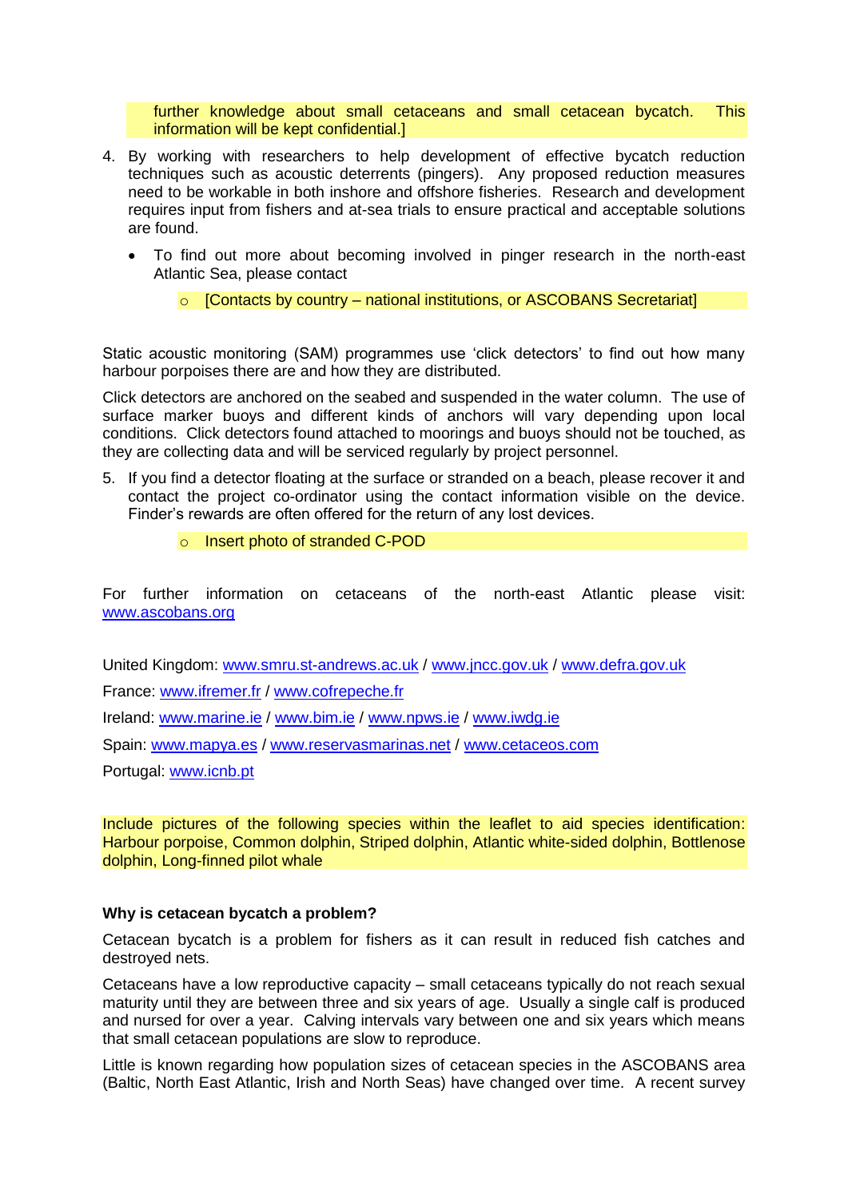further knowledge about small cetaceans and small cetacean bycatch. This information will be kept confidential.]

4. By working with researchers to help development of effective bycatch reduction techniques such as acoustic deterrents (pingers). Any proposed reduction measures need to be workable in both inshore and offshore fisheries. Research and development requires input from fishers and at-sea trials to ensure practical and acceptable solutions are found.

   - To find out more about becoming involved in pinger research in the north-east Atlantic Sea, please contact

     - [Contacts by country – national institutions, or ASCOBANS Secretariat]

Static acoustic monitoring (SAM) programmes use 'click detectors' to find out how many harbour porpoises there are and how they are distributed.

Click detectors are anchored on the seabed and suspended in the water column. The use of surface marker buoys and different kinds of anchors will vary depending upon local conditions. Click detectors found attached to moorings and buoys should not be touched, as they are collecting data and will be serviced regularly by project personnel.

5. If you find a detector floating at the surface or stranded on a beach, please recover it and contact the project co-ordinator using the contact information visible on the device. Finder's rewards are often offered for the return of any lost devices.

     - Insert photo of stranded C-POD

For further information on cetaceans of the north-east Atlantic please visit: www.ascobans.org

United Kingdom: www.smru.st-andrews.ac.uk / www.jncc.gov.uk / www.defra.gov.uk

France: www.ifremer.fr / www.cofrepeche.fr

Ireland: www.marine.ie / www.bim.ie / www.npws.ie / www.iwdg.ie

Spain: www.mapya.es / www.reservasmarinas.net / www.cetaceos.com

Portugal: www.icnb.pt

Include pictures of the following species within the leaflet to aid species identification: Harbour porpoise, Common dolphin, Striped dolphin, Atlantic white-sided dolphin, Bottlenose dolphin, Long-finned pilot whale

**Why is cetacean bycatch a problem?**

Cetacean bycatch is a problem for fishers as it can result in reduced fish catches and destroyed nets.

Cetaceans have a low reproductive capacity – small cetaceans typically do not reach sexual maturity until they are between three and six years of age. Usually a single calf is produced and nursed for over a year. Calving intervals vary between one and six years which means that small cetacean populations are slow to reproduce.

Little is known regarding how population sizes of cetacean species in the ASCOBANS area (Baltic, North East Atlantic, Irish and North Seas) have changed over time. A recent survey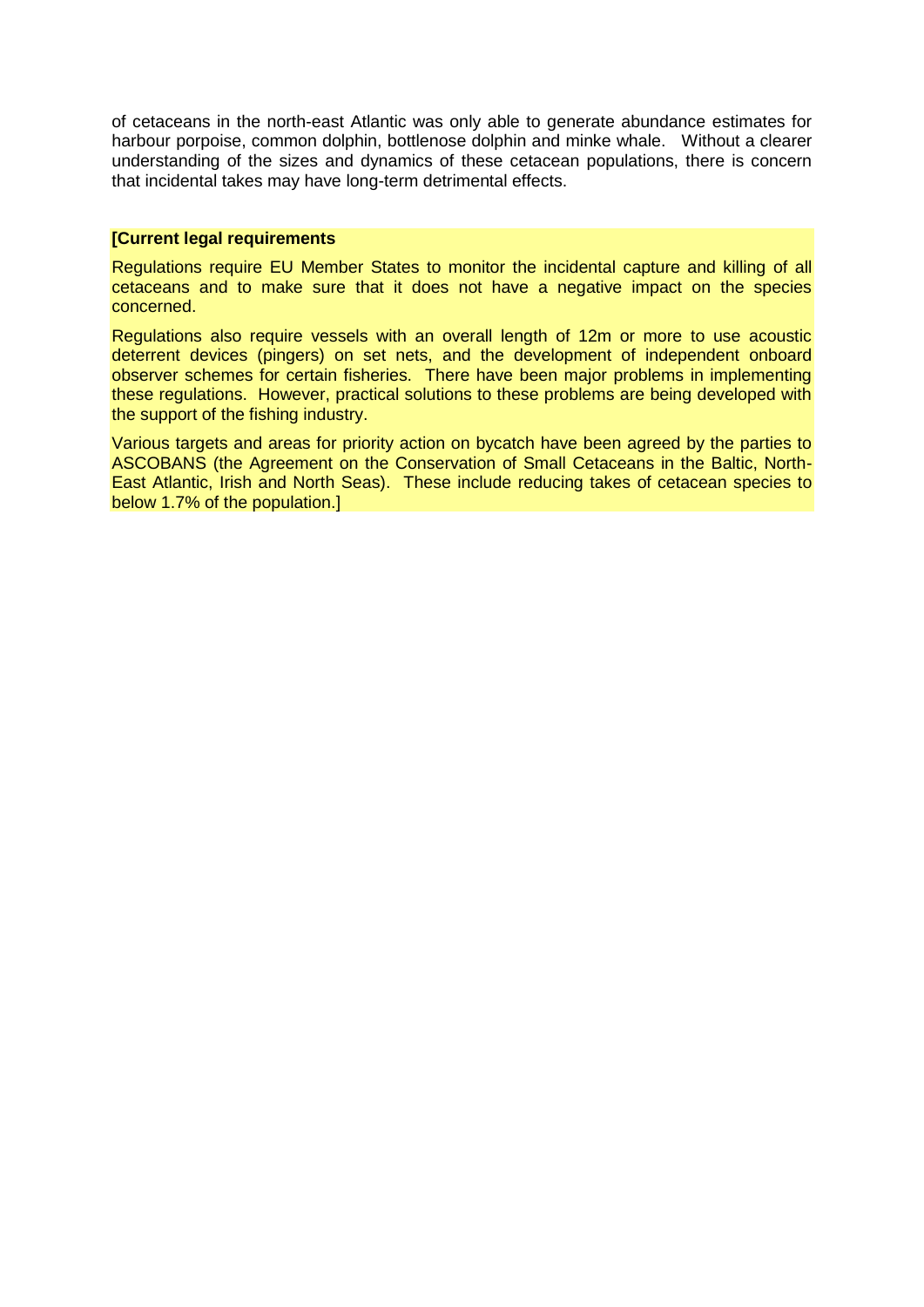of cetaceans in the north-east Atlantic was only able to generate abundance estimates for harbour porpoise, common dolphin, bottlenose dolphin and minke whale. Without a clearer understanding of the sizes and dynamics of these cetacean populations, there is concern that incidental takes may have long-term detrimental effects.

**[Current legal requirements**

Regulations require EU Member States to monitor the incidental capture and killing of all cetaceans and to make sure that it does not have a negative impact on the species concerned.

Regulations also require vessels with an overall length of 12m or more to use acoustic deterrent devices (pingers) on set nets, and the development of independent onboard observer schemes for certain fisheries. There have been major problems in implementing these regulations. However, practical solutions to these problems are being developed with the support of the fishing industry.

Various targets and areas for priority action on bycatch have been agreed by the parties to ASCOBANS (the Agreement on the Conservation of Small Cetaceans in the Baltic, North-East Atlantic, Irish and North Seas). These include reducing takes of cetacean species to below 1.7% of the population.]